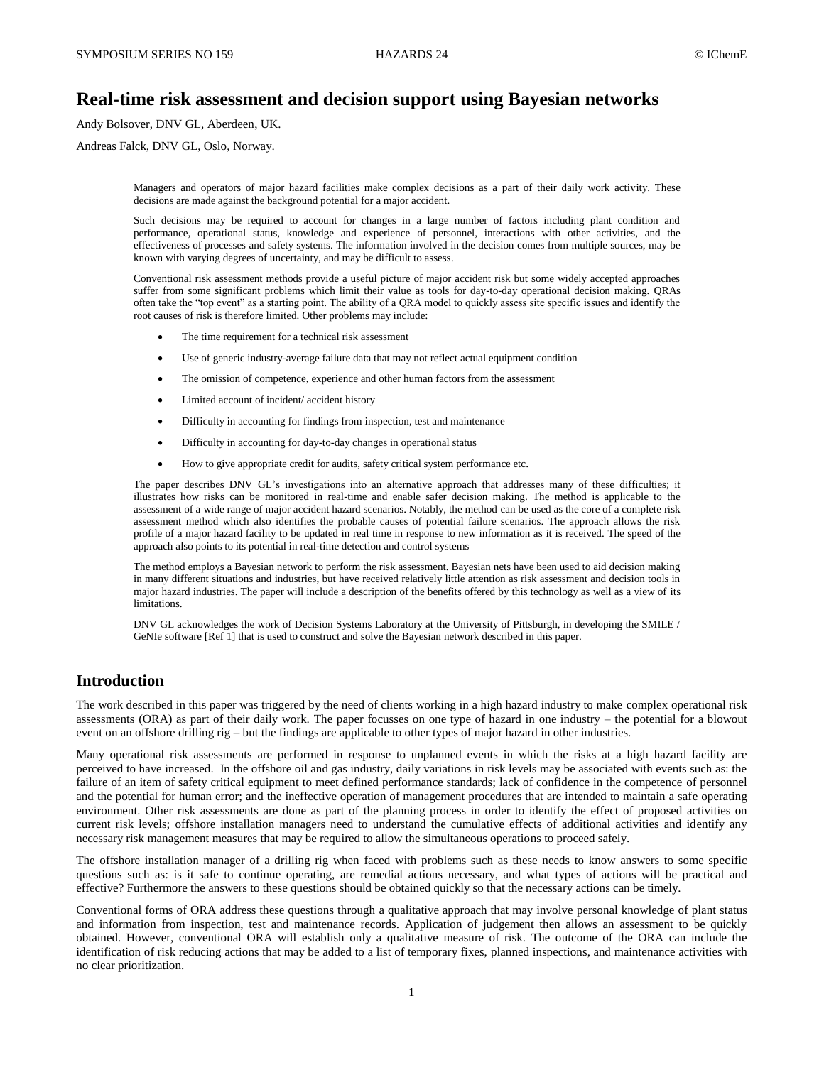# Real-time risk assessment and decision support using Bayesian networks

Andy Bolsover, DNV GL, Aberdeen, UK.

Andreas Falck, DNV GL, Oslo, Norway.

Managers and operators of major hazard facilities make complex decisions as a part of their daily work activity. These decisions are made against the background potential for a major accident.

Such decisions may be required to account for changes in a large number of factors including plant condition and performance, operational status, knowledge and experience of personnel, interactions with other activities, and the effectiveness of processes and safety systems. The information involved in the decision comes from multiple sources, may be known with varying degrees of uncertainty, and may be difficult to assess.

Conventional risk assessment methods provide a useful picture of major accident risk but some widely accepted approaches suffer from some significant problems which limit their value as tools for day-to-day operational decision making. QRAs often take the "top event" as a starting point. The ability of a QRA model to quickly assess site specific issues and identify the root causes of risk is therefore limited. Other problems may include:

- The time requirement for a technical risk assessment
- Use of generic industry-average failure data that may not reflect actual equipment condition
- The omission of competence, experience and other human factors from the assessment
- Limited account of incident/ accident history
- Difficulty in accounting for findings from inspection, test and maintenance
- Difficulty in accounting for day-to-day changes in operational status
- How to give appropriate credit for audits, safety critical system performance etc.

The paper describes DNV GL's investigations into an alternative approach that addresses many of these difficulties; it illustrates how risks can be monitored in real-time and enable safer decision making. The method is applicable to the assessment of a wide range of major accident hazard scenarios. Notably, the method can be used as the core of a complete risk assessment method which also identifies the probable causes of potential failure scenarios. The approach allows the risk profile of a major hazard facility to be updated in real time in response to new information as it is received. The speed of the approach also points to its potential in real-time detection and control systems

The method employs a Bayesian network to perform the risk assessment. Bayesian nets have been used to aid decision making in many different situations and industries, but have received relatively little attention as risk assessment and decision tools in major hazard industries. The paper will include a description of the benefits offered by this technology as well as a view of its limitations.

DNV GL acknowledges the work of Decision Systems Laboratory at the University of Pittsburgh, in developing the SMILE / GeNIe software [Ref 1] that is used to construct and solve the Bayesian network described in this paper.

## Introduction

The work described in this paper was triggered by the need of clients working in a high hazard industry to make complex operational risk assessments (ORA) as part of their daily work. The paper focusses on one type of hazard in one industry – the potential for a blowout event on an offshore drilling rig – but the findings are applicable to other types of major hazard in other industries.

Many operational risk assessments are performed in response to unplanned events in which the risks at a high hazard facility are perceived to have increased. In the offshore oil and gas industry, daily variations in risk levels may be associated with events such as: the failure of an item of safety critical equipment to meet defined performance standards; lack of confidence in the competence of personnel and the potential for human error; and the ineffective operation of management procedures that are intended to maintain a safe operating environment. Other risk assessments are done as part of the planning process in order to identify the effect of proposed activities on current risk levels; offshore installation managers need to understand the cumulative effects of additional activities and identify any necessary risk management measures that may be required to allow the simultaneous operations to proceed safely.

The offshore installation manager of a drilling rig when faced with problems such as these needs to know answers to some specific questions such as: is it safe to continue operating, are remedial actions necessary, and what types of actions will be practical and effective? Furthermore the answers to these questions should be obtained quickly so that the necessary actions can be timely.

Conventional forms of ORA address these questions through a qualitative approach that may involve personal knowledge of plant status and information from inspection, test and maintenance records. Application of judgement then allows an assessment to be quickly obtained. However, conventional ORA will establish only a qualitative measure of risk. The outcome of the ORA can include the identification of risk reducing actions that may be added to a list of temporary fixes, planned inspections, and maintenance activities with no clear prioritization.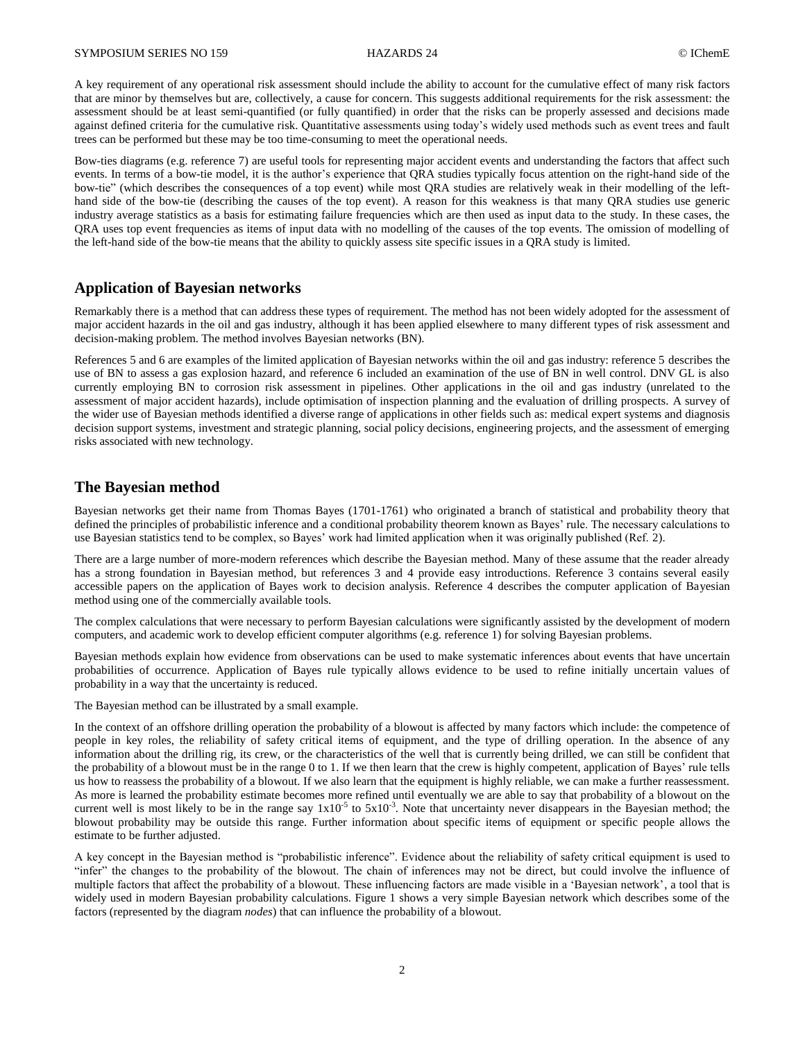A key requirement of any operational risk assessment should include the ability to account for the cumulative effect of many risk factors that are minor by themselves but are, collectively, a cause for concern. This suggests additional requirements for the risk assessment: the assessment should be at least semi-quantified (or fully quantified) in order that the risks can be properly assessed and decisions made against defined criteria for the cumulative risk. Quantitative assessments using today's widely used methods such as event trees and fault trees can be performed but these may be too time-consuming to meet the operational needs.

Bow-ties diagrams (e.g. reference 7) are useful tools for representing major accident events and understanding the factors that affect such events. In terms of a bow-tie model, it is the author's experience that QRA studies typically focus attention on the right-hand side of the bow-tie" (which describes the consequences of a top event) while most QRA studies are relatively weak in their modelling of the left-hand side of the bow-tie (describing the causes of the top event). A reason for this weakness is that many QRA studies use generic industry average statistics as a basis for estimating failure frequencies which are then used as input data to the study. In these cases, the QRA uses top event frequencies as items of input data with no modelling of the causes of the top events. The omission of modelling of the left-hand side of the bow-tie means that the ability to quickly assess site specific issues in a QRA study is limited.

## Application of Bayesian networks

Remarkably there is a method that can address these types of requirement. The method has not been widely adopted for the assessment of major accident hazards in the oil and gas industry, although it has been applied elsewhere to many different types of risk assessment and decision-making problem. The method involves Bayesian networks (BN).

References 5 and 6 are examples of the limited application of Bayesian networks within the oil and gas industry: reference 5 describes the use of BN to assess a gas explosion hazard, and reference 6 included an examination of the use of BN in well control. DNV GL is also currently employing BN to corrosion risk assessment in pipelines. Other applications in the oil and gas industry (unrelated to the assessment of major accident hazards), include optimisation of inspection planning and the evaluation of drilling prospects. A survey of the wider use of Bayesian methods identified a diverse range of applications in other fields such as: medical expert systems and diagnosis decision support systems, investment and strategic planning, social policy decisions, engineering projects, and the assessment of emerging risks associated with new technology.

## The Bayesian method

Bayesian networks get their name from Thomas Bayes (1701-1761) who originated a branch of statistical and probability theory that defined the principles of probabilistic inference and a conditional probability theorem known as Bayes' rule. The necessary calculations to use Bayesian statistics tend to be complex, so Bayes' work had limited application when it was originally published (Ref. 2).

There are a large number of more-modern references which describe the Bayesian method. Many of these assume that the reader already has a strong foundation in Bayesian method, but references 3 and 4 provide easy introductions. Reference 3 contains several easily accessible papers on the application of Bayes work to decision analysis. Reference 4 describes the computer application of Bayesian method using one of the commercially available tools.

The complex calculations that were necessary to perform Bayesian calculations were significantly assisted by the development of modern computers, and academic work to develop efficient computer algorithms (e.g. reference 1) for solving Bayesian problems.

Bayesian methods explain how evidence from observations can be used to make systematic inferences about events that have uncertain probabilities of occurrence. Application of Bayes rule typically allows evidence to be used to refine initially uncertain values of probability in a way that the uncertainty is reduced.

The Bayesian method can be illustrated by a small example.

In the context of an offshore drilling operation the probability of a blowout is affected by many factors which include: the competence of people in key roles, the reliability of safety critical items of equipment, and the type of drilling operation. In the absence of any information about the drilling rig, its crew, or the characteristics of the well that is currently being drilled, we can still be confident that the probability of a blowout must be in the range 0 to 1. If we then learn that the crew is highly competent, application of Bayes' rule tells us how to reassess the probability of a blowout. If we also learn that the equipment is highly reliable, we can make a further reassessment. As more is learned the probability estimate becomes more refined until eventually we are able to say that probability of a blowout on the current well is most likely to be in the range say $1x10^{-5}$ to $5x10^{-3}$. Note that uncertainty never disappears in the Bayesian method; the blowout probability may be outside this range. Further information about specific items of equipment or specific people allows the estimate to be further adjusted.

A key concept in the Bayesian method is "probabilistic inference". Evidence about the reliability of safety critical equipment is used to "infer" the changes to the probability of the blowout. The chain of inferences may not be direct, but could involve the influence of multiple factors that affect the probability of a blowout. These influencing factors are made visible in a 'Bayesian network', a tool that is widely used in modern Bayesian probability calculations. Figure 1 shows a very simple Bayesian network which describes some of the factors (represented by the diagram *nodes*) that can influence the probability of a blowout.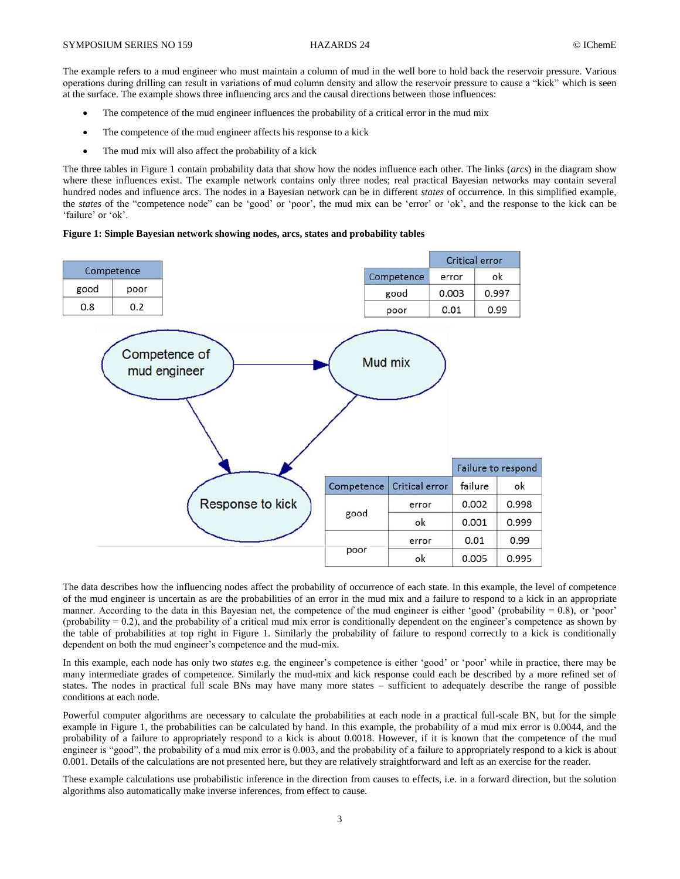The example refers to a mud engineer who must maintain a column of mud in the well bore to hold back the reservoir pressure. Various operations during drilling can result in variations of mud column density and allow the reservoir pressure to cause a "kick" which is seen at the surface. The example shows three influencing arcs and the causal directions between those influences:

- The competence of the mud engineer influences the probability of a critical error in the mud mix
- The competence of the mud engineer affects his response to a kick
- The mud mix will also affect the probability of a kick

The three tables in Figure 1 contain probability data that show how the nodes influence each other. The links (*arcs*) in the diagram show where these influences exist. The example network contains only three nodes; real practical Bayesian networks may contain several hundred nodes and influence arcs. The nodes in a Bayesian network can be in different *states* of occurrence. In this simplified example, the *states* of the "competence node" can be 'good' or 'poor', the mud mix can be 'error' or 'ok', and the response to the kick can be 'failure' or 'ok'.

**Figure 1: Simple Bayesian network showing nodes, arcs, states and probability tables**

| Competence | |
|---|---|
| good | poor |
| 0.8 | 0.2 |

| | Critical error | |
|---|---|---|
| Competence | error | ok |
| good | 0.003 | 0.997 |
| poor | 0.01 | 0.99 |

| | | Failure to respond | |
|---|---|---|---|
| Competence | Critical error | failure | ok |
| good | error | 0.002 | 0.998 |
| | ok | 0.001 | 0.999 |
| poor | error | 0.01 | 0.99 |
| | ok | 0.005 | 0.995 |

The data describes how the influencing nodes affect the probability of occurrence of each state. In this example, the level of competence of the mud engineer is uncertain as are the probabilities of an error in the mud mix and a failure to respond to a kick in an appropriate manner. According to the data in this Bayesian net, the competence of the mud engineer is either 'good' (probability = 0.8), or 'poor' (probability = 0.2), and the probability of a critical mud mix error is conditionally dependent on the engineer's competence as shown by the table of probabilities at top right in Figure 1. Similarly the probability of failure to respond correctly to a kick is conditionally dependent on both the mud engineer's competence and the mud-mix.

In this example, each node has only two *states* e.g. the engineer's competence is either 'good' or 'poor' while in practice, there may be many intermediate grades of competence. Similarly the mud-mix and kick response could each be described by a more refined set of states. The nodes in practical full scale BNs may have many more states – sufficient to adequately describe the range of possible conditions at each node.

Powerful computer algorithms are necessary to calculate the probabilities at each node in a practical full-scale BN, but for the simple example in Figure 1, the probabilities can be calculated by hand. In this example, the probability of a mud mix error is 0.0044, and the probability of a failure to appropriately respond to a kick is about 0.0018. However, if it is known that the competence of the mud engineer is "good", the probability of a mud mix error is 0.003, and the probability of a failure to appropriately respond to a kick is about 0.001. Details of the calculations are not presented here, but they are relatively straightforward and left as an exercise for the reader.

These example calculations use probabilistic inference in the direction from causes to effects, i.e. in a forward direction, but the solution algorithms also automatically make inverse inferences, from effect to cause.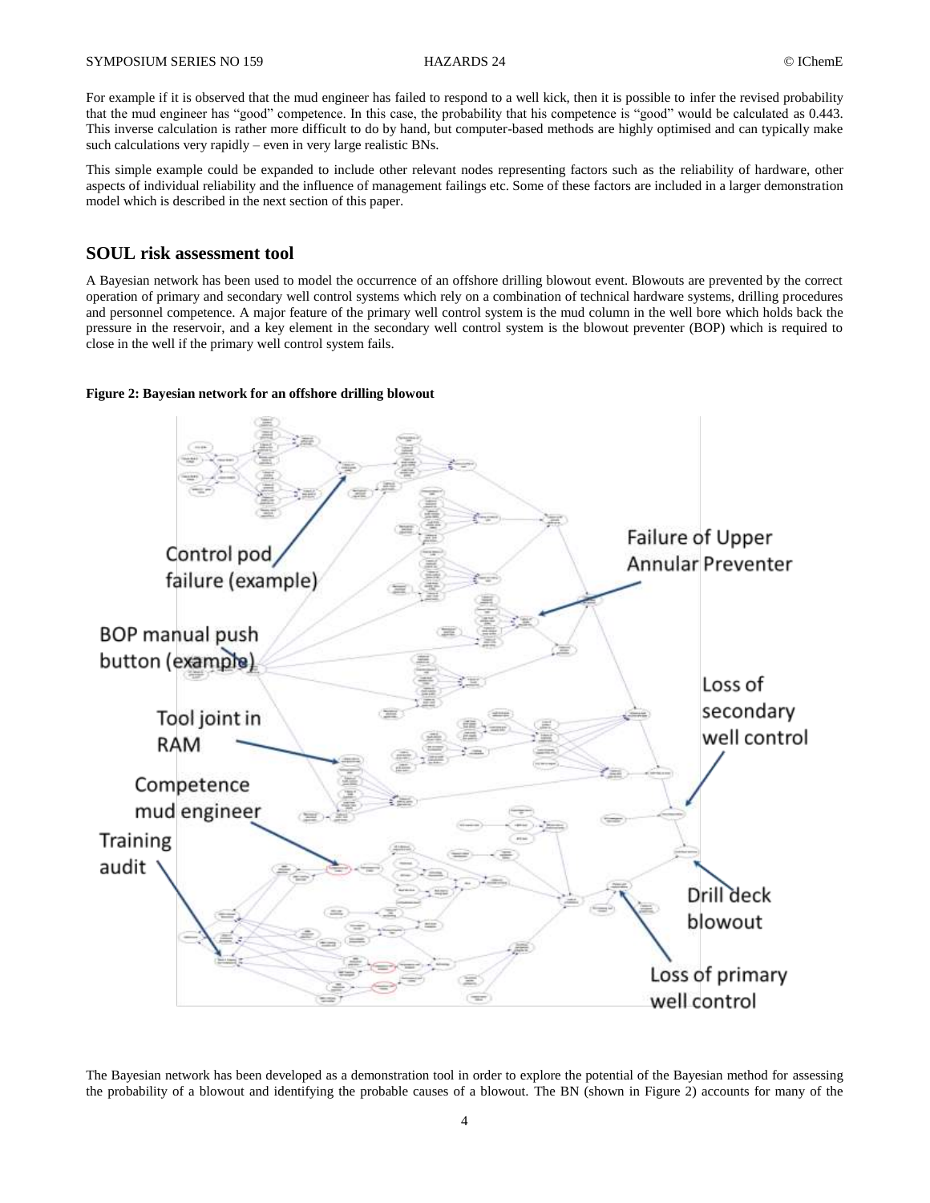For example if it is observed that the mud engineer has failed to respond to a well kick, then it is possible to infer the revised probability that the mud engineer has "good" competence. In this case, the probability that his competence is "good" would be calculated as 0.443. This inverse calculation is rather more difficult to do by hand, but computer-based methods are highly optimised and can typically make such calculations very rapidly – even in very large realistic BNs.

This simple example could be expanded to include other relevant nodes representing factors such as the reliability of hardware, other aspects of individual reliability and the influence of management failings etc. Some of these factors are included in a larger demonstration model which is described in the next section of this paper.

## SOUL risk assessment tool

A Bayesian network has been used to model the occurrence of an offshore drilling blowout event. Blowouts are prevented by the correct operation of primary and secondary well control systems which rely on a combination of technical hardware systems, drilling procedures and personnel competence. A major feature of the primary well control system is the mud column in the well bore which holds back the pressure in the reservoir, and a key element in the secondary well control system is the blowout preventer (BOP) which is required to close in the well if the primary well control system fails.

**Figure 2: Bayesian network for an offshore drilling blowout**

The Bayesian network has been developed as a demonstration tool in order to explore the potential of the Bayesian method for assessing the probability of a blowout and identifying the probable causes of a blowout. The BN (shown in Figure 2) accounts for many of the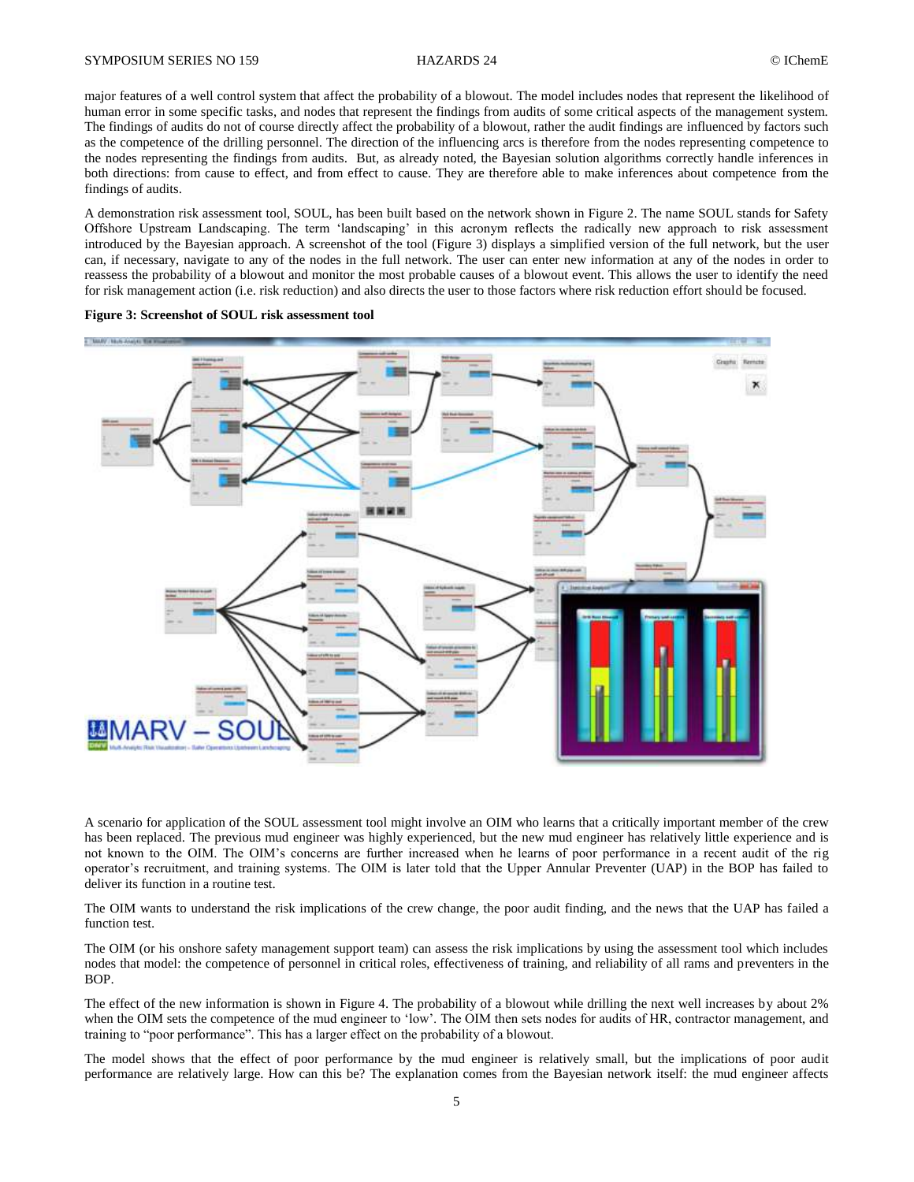major features of a well control system that affect the probability of a blowout. The model includes nodes that represent the likelihood of human error in some specific tasks, and nodes that represent the findings from audits of some critical aspects of the management system. The findings of audits do not of course directly affect the probability of a blowout, rather the audit findings are influenced by factors such as the competence of the drilling personnel. The direction of the influencing arcs is therefore from the nodes representing competence to the nodes representing the findings from audits. But, as already noted, the Bayesian solution algorithms correctly handle inferences in both directions: from cause to effect, and from effect to cause. They are therefore able to make inferences about competence from the findings of audits.

A demonstration risk assessment tool, SOUL, has been built based on the network shown in Figure 2. The name SOUL stands for Safety Offshore Upstream Landscaping. The term 'landscaping' in this acronym reflects the radically new approach to risk assessment introduced by the Bayesian approach. A screenshot of the tool (Figure 3) displays a simplified version of the full network, but the user can, if necessary, navigate to any of the nodes in the full network. The user can enter new information at any of the nodes in order to reassess the probability of a blowout and monitor the most probable causes of a blowout event. This allows the user to identify the need for risk management action (i.e. risk reduction) and also directs the user to those factors where risk reduction effort should be focused.

**Figure 3: Screenshot of SOUL risk assessment tool**

A scenario for application of the SOUL assessment tool might involve an OIM who learns that a critically important member of the crew has been replaced. The previous mud engineer was highly experienced, but the new mud engineer has relatively little experience and is not known to the OIM. The OIM's concerns are further increased when he learns of poor performance in a recent audit of the rig operator's recruitment, and training systems. The OIM is later told that the Upper Annular Preventer (UAP) in the BOP has failed to deliver its function in a routine test.

The OIM wants to understand the risk implications of the crew change, the poor audit finding, and the news that the UAP has failed a function test.

The OIM (or his onshore safety management support team) can assess the risk implications by using the assessment tool which includes nodes that model: the competence of personnel in critical roles, effectiveness of training, and reliability of all rams and preventers in the BOP.

The effect of the new information is shown in Figure 4. The probability of a blowout while drilling the next well increases by about 2% when the OIM sets the competence of the mud engineer to 'low'. The OIM then sets nodes for audits of HR, contractor management, and training to "poor performance". This has a larger effect on the probability of a blowout.

The model shows that the effect of poor performance by the mud engineer is relatively small, but the implications of poor audit performance are relatively large. How can this be? The explanation comes from the Bayesian network itself: the mud engineer affects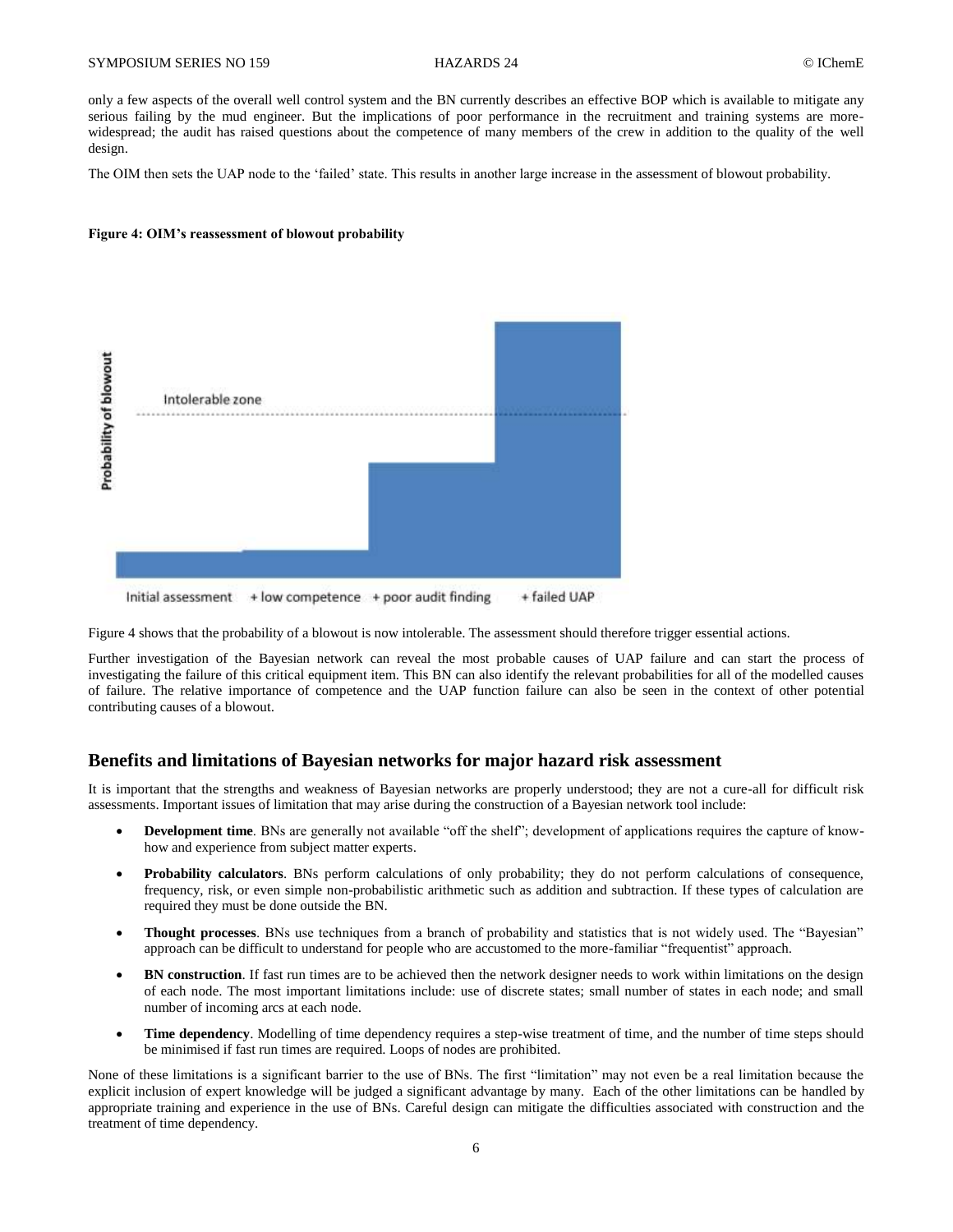only a few aspects of the overall well control system and the BN currently describes an effective BOP which is available to mitigate any serious failing by the mud engineer. But the implications of poor performance in the recruitment and training systems are more-widespread; the audit has raised questions about the competence of many members of the crew in addition to the quality of the well design.

The OIM then sets the UAP node to the 'failed' state. This results in another large increase in the assessment of blowout probability.

**Figure 4: OIM's reassessment of blowout probability**

Figure 4 shows that the probability of a blowout is now intolerable. The assessment should therefore trigger essential actions.

Further investigation of the Bayesian network can reveal the most probable causes of UAP failure and can start the process of investigating the failure of this critical equipment item. This BN can also identify the relevant probabilities for all of the modelled causes of failure. The relative importance of competence and the UAP function failure can also be seen in the context of other potential contributing causes of a blowout.

## Benefits and limitations of Bayesian networks for major hazard risk assessment

It is important that the strengths and weakness of Bayesian networks are properly understood; they are not a cure-all for difficult risk assessments. Important issues of limitation that may arise during the construction of a Bayesian network tool include:

- **Development time**. BNs are generally not available "off the shelf"; development of applications requires the capture of know-how and experience from subject matter experts.
- **Probability calculators**. BNs perform calculations of only probability; they do not perform calculations of consequence, frequency, risk, or even simple non-probabilistic arithmetic such as addition and subtraction. If these types of calculation are required they must be done outside the BN.
- **Thought processes**. BNs use techniques from a branch of probability and statistics that is not widely used. The "Bayesian" approach can be difficult to understand for people who are accustomed to the more-familiar "frequentist" approach.
- **BN construction**. If fast run times are to be achieved then the network designer needs to work within limitations on the design of each node. The most important limitations include: use of discrete states; small number of states in each node; and small number of incoming arcs at each node.
- **Time dependency**. Modelling of time dependency requires a step-wise treatment of time, and the number of time steps should be minimised if fast run times are required. Loops of nodes are prohibited.

None of these limitations is a significant barrier to the use of BNs. The first "limitation" may not even be a real limitation because the explicit inclusion of expert knowledge will be judged a significant advantage by many. Each of the other limitations can be handled by appropriate training and experience in the use of BNs. Careful design can mitigate the difficulties associated with construction and the treatment of time dependency.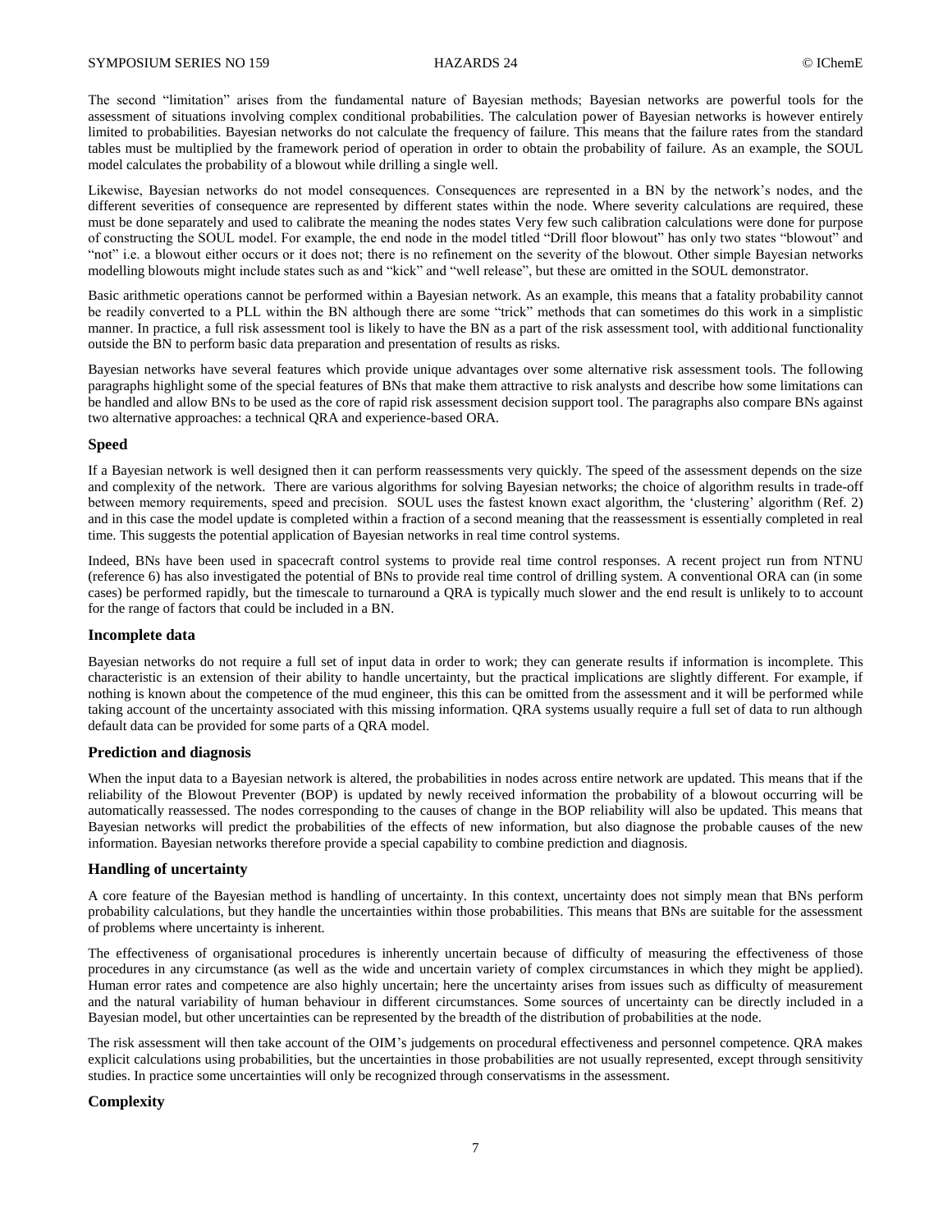The second "limitation" arises from the fundamental nature of Bayesian methods; Bayesian networks are powerful tools for the assessment of situations involving complex conditional probabilities. The calculation power of Bayesian networks is however entirely limited to probabilities. Bayesian networks do not calculate the frequency of failure. This means that the failure rates from the standard tables must be multiplied by the framework period of operation in order to obtain the probability of failure. As an example, the SOUL model calculates the probability of a blowout while drilling a single well.

Likewise, Bayesian networks do not model consequences. Consequences are represented in a BN by the network's nodes, and the different severities of consequence are represented by different states within the node. Where severity calculations are required, these must be done separately and used to calibrate the meaning the nodes states Very few such calibration calculations were done for purpose of constructing the SOUL model. For example, the end node in the model titled "Drill floor blowout" has only two states "blowout" and "not" i.e. a blowout either occurs or it does not; there is no refinement on the severity of the blowout. Other simple Bayesian networks modelling blowouts might include states such as and "kick" and "well release", but these are omitted in the SOUL demonstrator.

Basic arithmetic operations cannot be performed within a Bayesian network. As an example, this means that a fatality probability cannot be readily converted to a PLL within the BN although there are some "trick" methods that can sometimes do this work in a simplistic manner. In practice, a full risk assessment tool is likely to have the BN as a part of the risk assessment tool, with additional functionality outside the BN to perform basic data preparation and presentation of results as risks.

Bayesian networks have several features which provide unique advantages over some alternative risk assessment tools. The following paragraphs highlight some of the special features of BNs that make them attractive to risk analysts and describe how some limitations can be handled and allow BNs to be used as the core of rapid risk assessment decision support tool. The paragraphs also compare BNs against two alternative approaches: a technical QRA and experience-based ORA.

### Speed

If a Bayesian network is well designed then it can perform reassessments very quickly. The speed of the assessment depends on the size and complexity of the network. There are various algorithms for solving Bayesian networks; the choice of algorithm results in trade-off between memory requirements, speed and precision. SOUL uses the fastest known exact algorithm, the 'clustering' algorithm (Ref. 2) and in this case the model update is completed within a fraction of a second meaning that the reassessment is essentially completed in real time. This suggests the potential application of Bayesian networks in real time control systems.

Indeed, BNs have been used in spacecraft control systems to provide real time control responses. A recent project run from NTNU (reference 6) has also investigated the potential of BNs to provide real time control of drilling system. A conventional ORA can (in some cases) be performed rapidly, but the timescale to turnaround a QRA is typically much slower and the end result is unlikely to to account for the range of factors that could be included in a BN.

### Incomplete data

Bayesian networks do not require a full set of input data in order to work; they can generate results if information is incomplete. This characteristic is an extension of their ability to handle uncertainty, but the practical implications are slightly different. For example, if nothing is known about the competence of the mud engineer, this this can be omitted from the assessment and it will be performed while taking account of the uncertainty associated with this missing information. QRA systems usually require a full set of data to run although default data can be provided for some parts of a QRA model.

### Prediction and diagnosis

When the input data to a Bayesian network is altered, the probabilities in nodes across entire network are updated. This means that if the reliability of the Blowout Preventer (BOP) is updated by newly received information the probability of a blowout occurring will be automatically reassessed. The nodes corresponding to the causes of change in the BOP reliability will also be updated. This means that Bayesian networks will predict the probabilities of the effects of new information, but also diagnose the probable causes of the new information. Bayesian networks therefore provide a special capability to combine prediction and diagnosis.

### Handling of uncertainty

A core feature of the Bayesian method is handling of uncertainty. In this context, uncertainty does not simply mean that BNs perform probability calculations, but they handle the uncertainties within those probabilities. This means that BNs are suitable for the assessment of problems where uncertainty is inherent.

The effectiveness of organisational procedures is inherently uncertain because of difficulty of measuring the effectiveness of those procedures in any circumstance (as well as the wide and uncertain variety of complex circumstances in which they might be applied). Human error rates and competence are also highly uncertain; here the uncertainty arises from issues such as difficulty of measurement and the natural variability of human behaviour in different circumstances. Some sources of uncertainty can be directly included in a Bayesian model, but other uncertainties can be represented by the breadth of the distribution of probabilities at the node.

The risk assessment will then take account of the OIM's judgements on procedural effectiveness and personnel competence. QRA makes explicit calculations using probabilities, but the uncertainties in those probabilities are not usually represented, except through sensitivity studies. In practice some uncertainties will only be recognized through conservatisms in the assessment.

### Complexity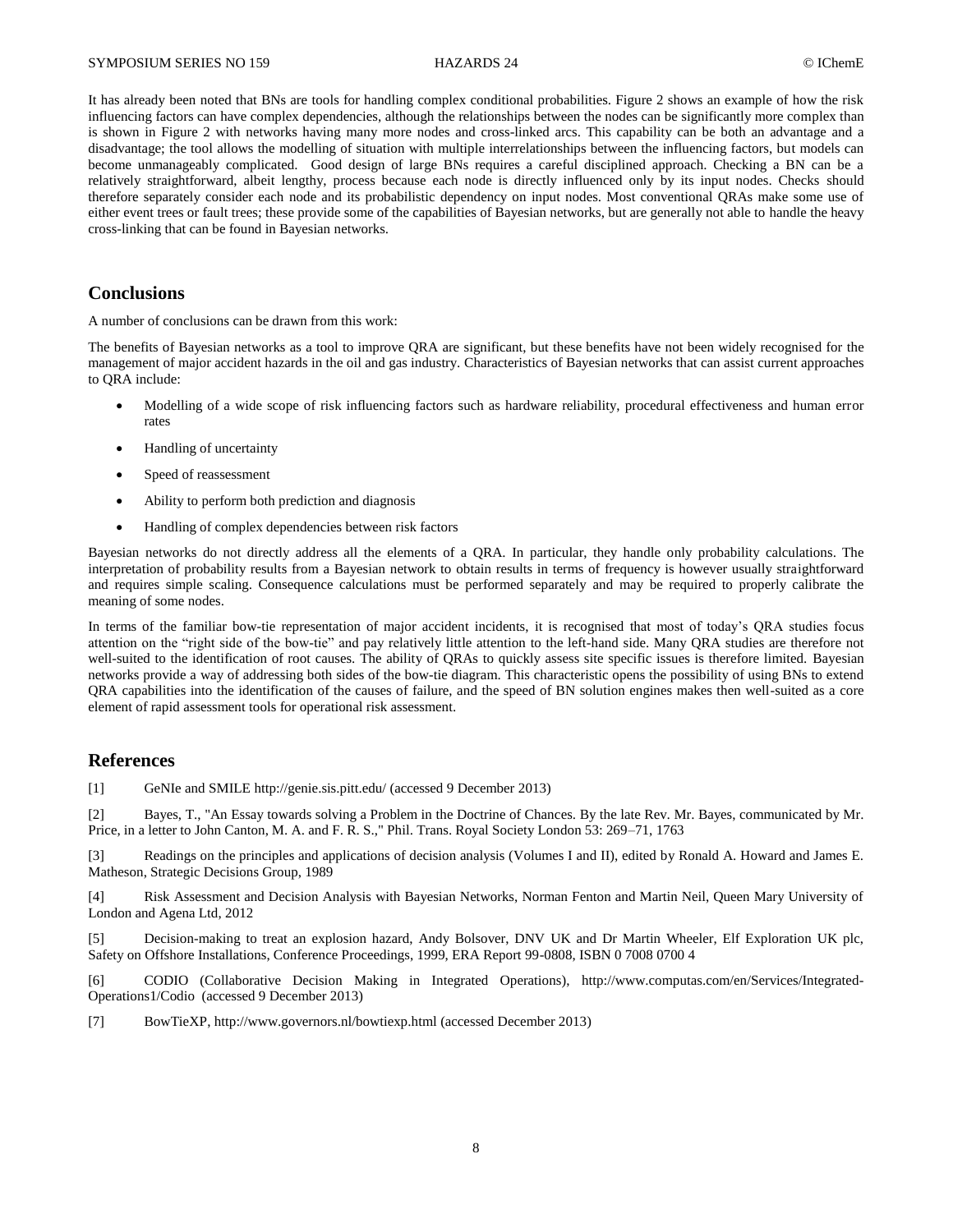It has already been noted that BNs are tools for handling complex conditional probabilities. Figure 2 shows an example of how the risk influencing factors can have complex dependencies, although the relationships between the nodes can be significantly more complex than is shown in Figure 2 with networks having many more nodes and cross-linked arcs. This capability can be both an advantage and a disadvantage; the tool allows the modelling of situation with multiple interrelationships between the influencing factors, but models can become unmanageably complicated. Good design of large BNs requires a careful disciplined approach. Checking a BN can be a relatively straightforward, albeit lengthy, process because each node is directly influenced only by its input nodes. Checks should therefore separately consider each node and its probabilistic dependency on input nodes. Most conventional QRAs make some use of either event trees or fault trees; these provide some of the capabilities of Bayesian networks, but are generally not able to handle the heavy cross-linking that can be found in Bayesian networks.

## Conclusions

A number of conclusions can be drawn from this work:

The benefits of Bayesian networks as a tool to improve QRA are significant, but these benefits have not been widely recognised for the management of major accident hazards in the oil and gas industry. Characteristics of Bayesian networks that can assist current approaches to QRA include:

- Modelling of a wide scope of risk influencing factors such as hardware reliability, procedural effectiveness and human error rates
- Handling of uncertainty
- Speed of reassessment
- Ability to perform both prediction and diagnosis
- Handling of complex dependencies between risk factors

Bayesian networks do not directly address all the elements of a QRA. In particular, they handle only probability calculations. The interpretation of probability results from a Bayesian network to obtain results in terms of frequency is however usually straightforward and requires simple scaling. Consequence calculations must be performed separately and may be required to properly calibrate the meaning of some nodes.

In terms of the familiar bow-tie representation of major accident incidents, it is recognised that most of today's QRA studies focus attention on the "right side of the bow-tie" and pay relatively little attention to the left-hand side. Many QRA studies are therefore not well-suited to the identification of root causes. The ability of QRAs to quickly assess site specific issues is therefore limited. Bayesian networks provide a way of addressing both sides of the bow-tie diagram. This characteristic opens the possibility of using BNs to extend QRA capabilities into the identification of the causes of failure, and the speed of BN solution engines makes then well-suited as a core element of rapid assessment tools for operational risk assessment.

## References

[1] GeNIe and SMILE http://genie.sis.pitt.edu/ (accessed 9 December 2013)

[2] Bayes, T., "An Essay towards solving a Problem in the Doctrine of Chances. By the late Rev. Mr. Bayes, communicated by Mr. Price, in a letter to John Canton, M. A. and F. R. S.," Phil. Trans. Royal Society London 53: 269–71, 1763

[3] Readings on the principles and applications of decision analysis (Volumes I and II), edited by Ronald A. Howard and James E. Matheson, Strategic Decisions Group, 1989

[4] Risk Assessment and Decision Analysis with Bayesian Networks, Norman Fenton and Martin Neil, Queen Mary University of London and Agena Ltd, 2012

[5] Decision-making to treat an explosion hazard, Andy Bolsover, DNV UK and Dr Martin Wheeler, Elf Exploration UK plc, Safety on Offshore Installations, Conference Proceedings, 1999, ERA Report 99-0808, ISBN 0 7008 0700 4

[6] CODIO (Collaborative Decision Making in Integrated Operations), http://www.computas.com/en/Services/Integrated-Operations1/Codio (accessed 9 December 2013)

[7] BowTieXP, http://www.governors.nl/bowtiexp.html (accessed December 2013)